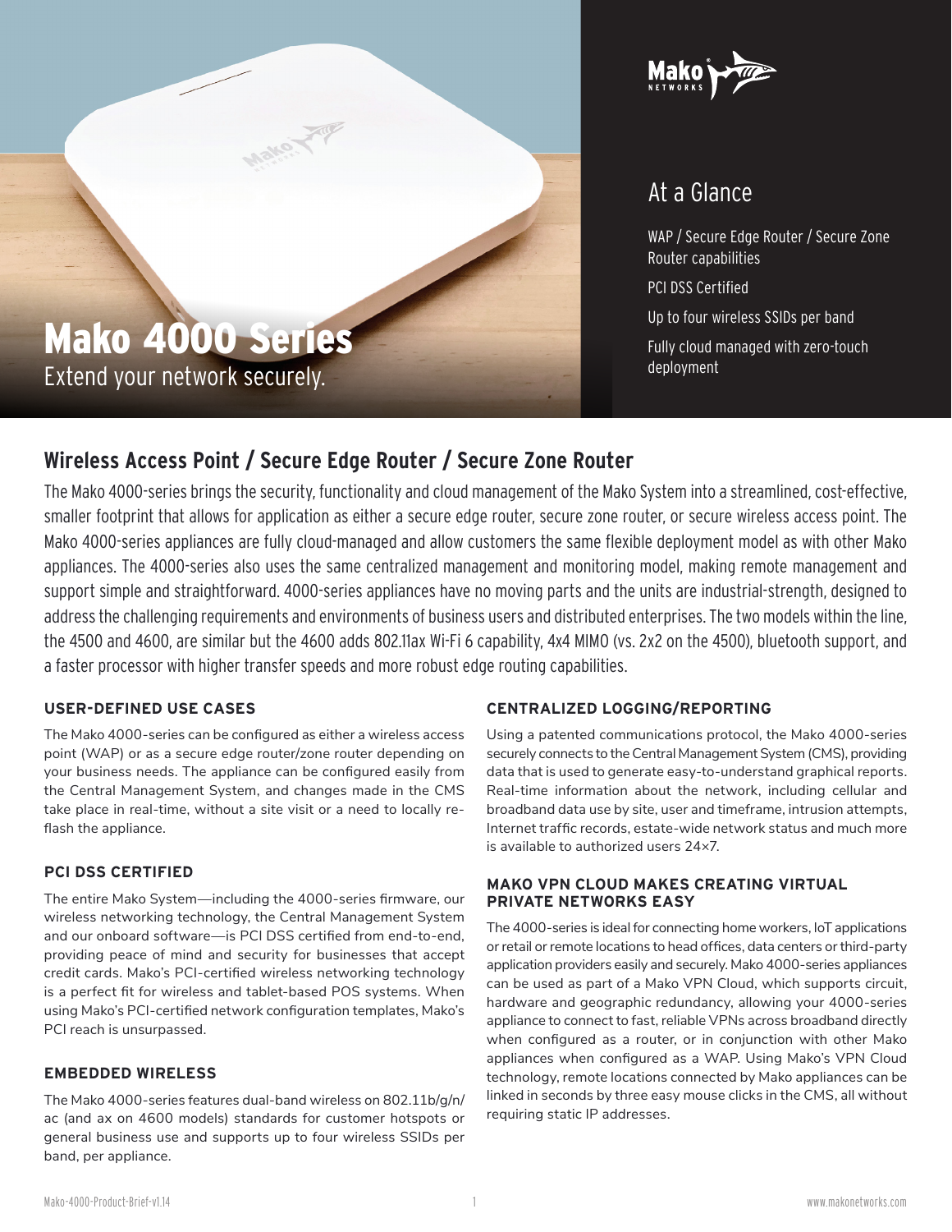# Mako 4000 Series

Extend your network securely.

## At a Glance

WAP / Secure Edge Router / Secure Zone Router capabilities

PCI DSS Certified

Up to four wireless SSIDs per band

Fully cloud managed with zero-touch deployment

## Wireless Access Point / Secure Edge Router / Secure Zone Router

The Mako 4000-series brings the security, functionality and cloud management of the Mako System into a streamlined, cost-effective, smaller footprint that allows for application as either a secure edge router, secure zone router, or secure wireless access point. The Mako 4000-series appliances are fully cloud-managed and allow customers the same flexible deployment model as with other Mako appliances. The 4000-series also uses the same centralized management and monitoring model, making remote management and support simple and straightforward. 4000-series appliances have no moving parts and the units are industrial-strength, designed to address the challenging requirements and environments of business users and distributed enterprises. The two models within the line, the 4500 and 4600, are similar but the 4600 adds 802.11ax Wi-Fi 6 capability, 4x4 MIMO (vs. 2x2 on the 4500), bluetooth support, and a faster processor with higher transfer speeds and more robust edge routing capabilities.

### USER-DEFINED USE CASES

The Mako 4000-series can be configured as either a wireless access point (WAP) or as a secure edge router/zone router depending on your business needs. The appliance can be configured easily from the Central Management System, and changes made in the CMS take place in real-time, without a site visit or a need to locally re-flash the appliance.

### PCI DSS CERTIFIED

The entire Mako System—including the 4000-series firmware, our wireless networking technology, the Central Management System and our onboard software—is PCI DSS certified from end-to-end, providing peace of mind and security for businesses that accept credit cards. Mako's PCI-certified wireless networking technology is a perfect fit for wireless and tablet-based POS systems. When using Mako's PCI-certified network configuration templates, Mako's PCI reach is unsurpassed.

### EMBEDDED WIRELESS

The Mako 4000-series features dual-band wireless on 802.11b/g/n/ac (and ax on 4600 models) standards for customer hotspots or general business use and supports up to four wireless SSIDs per band, per appliance.

### CENTRALIZED LOGGING/REPORTING

Using a patented communications protocol, the Mako 4000-series securely connects to the Central Management System (CMS), providing data that is used to generate easy-to-understand graphical reports. Real-time information about the network, including cellular and broadband data use by site, user and timeframe, intrusion attempts, Internet traffic records, estate-wide network status and much more is available to authorized users 24×7.

### MAKO VPN CLOUD MAKES CREATING VIRTUAL PRIVATE NETWORKS EASY

The 4000-series is ideal for connecting home workers, IoT applications or retail or remote locations to head offices, data centers or third-party application providers easily and securely. Mako 4000-series appliances can be used as part of a Mako VPN Cloud, which supports circuit, hardware and geographic redundancy, allowing your 4000-series appliance to connect to fast, reliable VPNs across broadband directly when configured as a router, or in conjunction with other Mako appliances when configured as a WAP. Using Mako's VPN Cloud technology, remote locations connected by Mako appliances can be linked in seconds by three easy mouse clicks in the CMS, all without requiring static IP addresses.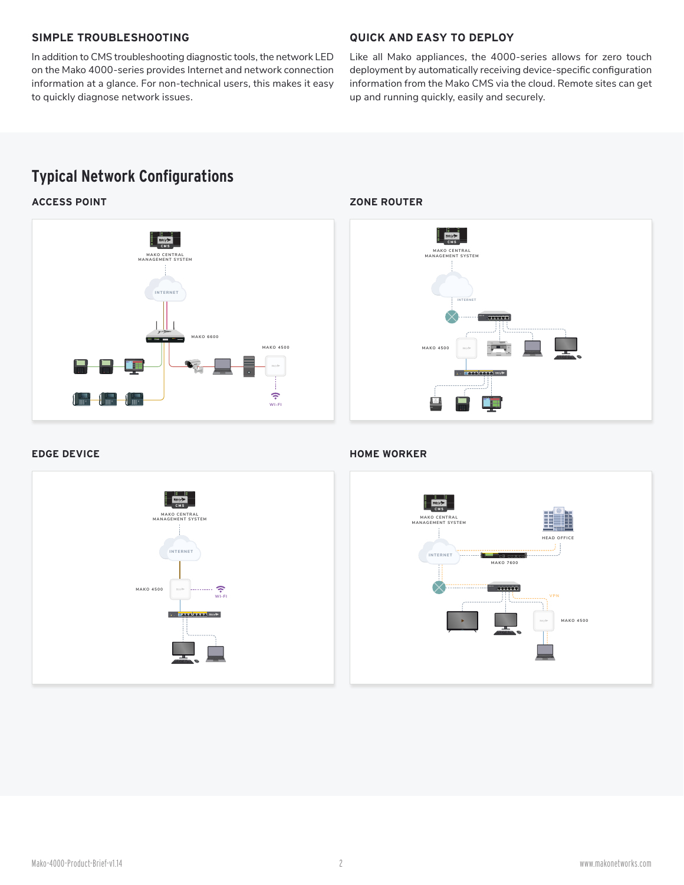## SIMPLE TROUBLESHOOTING

In addition to CMS troubleshooting diagnostic tools, the network LED on the Mako 4000-series provides Internet and network connection information at a glance. For non-technical users, this makes it easy to quickly diagnose network issues.

## QUICK AND EASY TO DEPLOY

Like all Mako appliances, the 4000-series allows for zero touch deployment by automatically receiving device-specific configuration information from the Mako CMS via the cloud. Remote sites can get up and running quickly, easily and securely.

# Typical Network Configurations

### ACCESS POINT

MAKO CENTRAL MANAGEMENT SYSTEM

INTERNET

MAKO 6600

MAKO 4500

WI-FI

### ZONE ROUTER

MAKO CENTRAL MANAGEMENT SYSTEM

INTERNET

MAKO 4500

### EDGE DEVICE

MAKO CENTRAL MANAGEMENT SYSTEM

INTERNET

MAKO 4500

WI-FI

### HOME WORKER

MAKO CENTRAL MANAGEMENT SYSTEM

HEAD OFFICE

INTERNET

MAKO 7600

VPN

MAKO 4500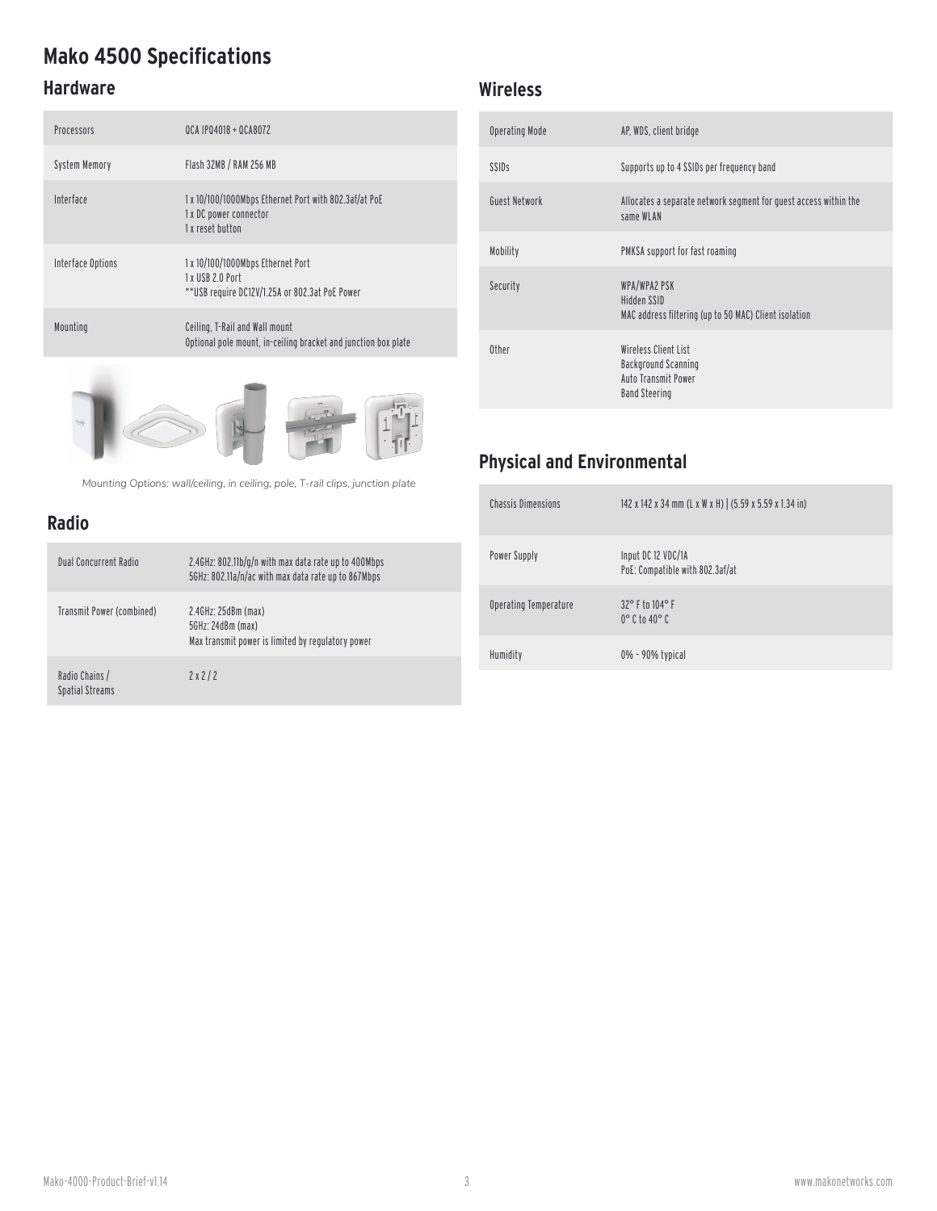# Mako 4500 Specifications

## Hardware

| | |
|---|---|
| Processors | QCA IPQ4018 + QCA8072 |
| System Memory | Flash 32MB / RAM 256 MB |
| Interface | 1 x 10/100/1000Mbps Ethernet Port with 802.3af/at PoE<br>1 x DC power connector<br>1 x reset button |
| Interface Options | 1 x 10/100/1000Mbps Ethernet Port<br>1 x USB 2.0 Port<br>**USB require DC12V/1.25A or 802.3at PoE Power |
| Mounting | Ceiling, T-Rail and Wall mount<br>Optional pole mount, in-ceiling bracket and junction box plate |

*Mounting Options: wall/ceiling, in ceiling, pole, T-rail clips, junction plate*

## Radio

| | |
|---|---|
| Dual Concurrent Radio | 2.4GHz: 802.11b/g/n with max data rate up to 400Mbps<br>5GHz: 802.11a/n/ac with max data rate up to 867Mbps |
| Transmit Power (combined) | 2.4GHz: 25dBm (max)<br>5GHz: 24dBm (max)<br>Max transmit power is limited by regulatory power |
| Radio Chains / Spatial Streams | 2 x 2 / 2 |

## Wireless

| | |
|---|---|
| Operating Mode | AP, WDS, client bridge |
| SSIDs | Supports up to 4 SSIDs per frequency band |
| Guest Network | Allocates a separate network segment for guest access within the same WLAN |
| Mobility | PMKSA support for fast roaming |
| Security | WPA/WPA2 PSK<br>Hidden SSID<br>MAC address filtering (up to 50 MAC) Client isolation |
| Other | Wireless Client List<br>Background Scanning<br>Auto Transmit Power<br>Band Steering |

## Physical and Environmental

| | |
|---|---|
| Chassis Dimensions | 142 x 142 x 34 mm (L x W x H) \| (5.59 x 5.59 x 1.34 in) |
| Power Supply | Input DC 12 VDC/1A<br>PoE: Compatible with 802.3af/at |
| Operating Temperature | 32° F to 104° F<br>0° C to 40° C |
| Humidity | 0% - 90% typical |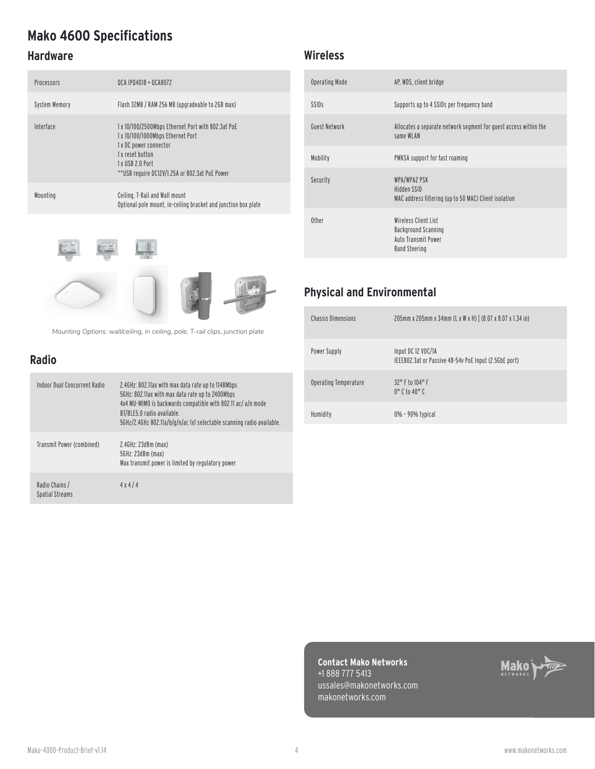# Mako 4600 Specifications

## Hardware

| | |
|---|---|
| Processors | QCA IPQ4018 + QCA8072 |
| System Memory | Flash 32MB / RAM 256 MB (upgradeable to 2GB max) |
| Interface | 1 x 10/100/2500Mbps Ethernet Port with 802.3at PoE<br>1 x 10/100/1000Mbps Ethernet Port<br>1 x DC power connector<br>1 x reset button<br>1 x USB 2.0 Port<br>**USB require DC12V/1.25A or 802.3at PoE Power |
| Mounting | Ceiling, T-Rail and Wall mount<br>Optional pole mount, in-ceiling bracket and junction box plate |

*Mounting Options: wall/ceiling, in ceiling, pole, T-rail clips, junction plate*

## Radio

| | |
|---|---|
| Indoor Dual Concurrent Radio | 2.4GHz: 802.11ax with max data rate up to 1148Mbps<br>5GHz: 802.11ax with max data rate up to 2400Mbps<br>4x4 MU-MIMO is backwards compatible with 802.11 ac/ a/n mode<br>BT/BLE5.0 radio available.<br>5GHz/2.4GHz 802.11a/b/g/n/ac 1x1 selectable scanning radio available. |
| Transmit Power (combined) | 2.4GHz: 23dBm (max)<br>5GHz: 23dBm (max)<br>Max transmit power is limited by regulatory power |
| Radio Chains / Spatial Streams | 4 x 4 / 4 |

## Wireless

| | |
|---|---|
| Operating Mode | AP, WDS, client bridge |
| SSIDs | Supports up to 4 SSIDs per frequency band |
| Guest Network | Allocates a separate network segment for guest access within the same WLAN |
| Mobility | PMKSA support for fast roaming |
| Security | WPA/WPA2 PSK<br>Hidden SSID<br>MAC address filtering (up to 50 MAC) Client isolation |
| Other | Wireless Client List<br>Background Scanning<br>Auto Transmit Power<br>Band Steering |

## Physical and Environmental

| | |
|---|---|
| Chassis Dimensions | 205mm x 205mm x 34mm (L x W x H) \| (8.07 x 8.07 x 1.34 in) |
| Power Supply | Input DC 12 VDC/1A<br>IEEE802.3at or Passive 48-54v PoE Input (2.5GbE port) |
| Operating Temperature | 32° F to 104° F<br>0° C to 40° C |
| Humidity | 0% - 90% typical |

**Contact Mako Networks**
+1 888 777 5413
ussales@makonetworks.com
makonetworks.com